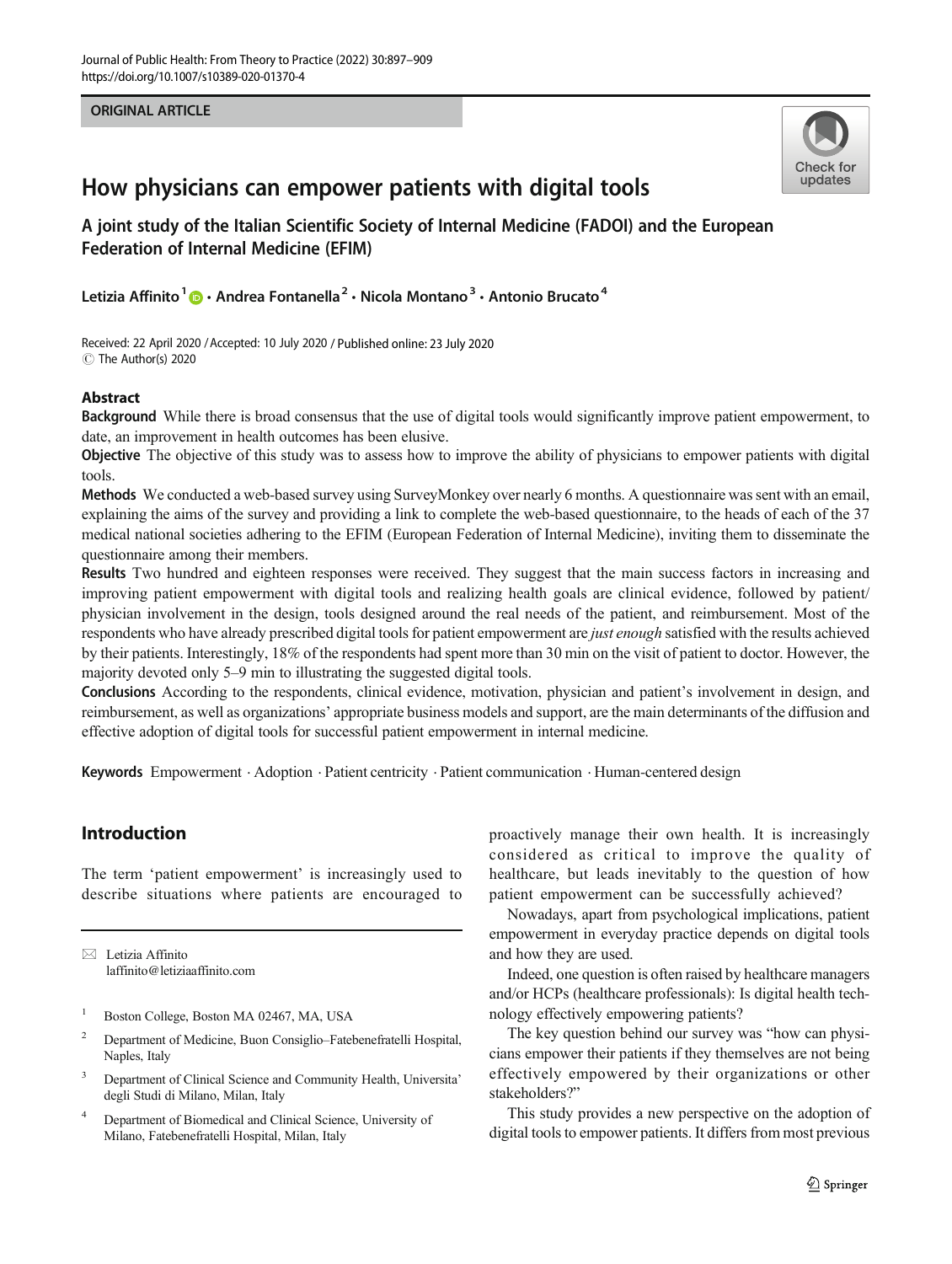ORIGINAL ARTICLE

# How physicians can empower patients with digital tools

## A joint study of the Italian Scientific Society of Internal Medicine (FADOI) and the European Federation of Internal Medicine (EFIM)

Letizia Affinito[1] · Andrea Fontanella[2] · Nicola Montano[3] · Antonio Brucato[4]

Received: 22 April 2020 / Accepted: 10 July 2020 / Published online: 23 July 2020
© The Author(s) 2020

### Abstract

**Background** While there is broad consensus that the use of digital tools would significantly improve patient empowerment, to date, an improvement in health outcomes has been elusive.

**Objective** The objective of this study was to assess how to improve the ability of physicians to empower patients with digital tools.

**Methods** We conducted a web-based survey using SurveyMonkey over nearly 6 months. A questionnaire was sent with an email, explaining the aims of the survey and providing a link to complete the web-based questionnaire, to the heads of each of the 37 medical national societies adhering to the EFIM (European Federation of Internal Medicine), inviting them to disseminate the questionnaire among their members.

**Results** Two hundred and eighteen responses were received. They suggest that the main success factors in increasing and improving patient empowerment with digital tools and realizing health goals are clinical evidence, followed by patient/physician involvement in the design, tools designed around the real needs of the patient, and reimbursement. Most of the respondents who have already prescribed digital tools for patient empowerment are *just enough* satisfied with the results achieved by their patients. Interestingly, 18% of the respondents had spent more than 30 min on the visit of patient to doctor. However, the majority devoted only 5–9 min to illustrating the suggested digital tools.

**Conclusions** According to the respondents, clinical evidence, motivation, physician and patient's involvement in design, and reimbursement, as well as organizations' appropriate business models and support, are the main determinants of the diffusion and effective adoption of digital tools for successful patient empowerment in internal medicine.

**Keywords** Empowerment · Adoption · Patient centricity · Patient communication · Human-centered design

## Introduction

The term 'patient empowerment' is increasingly used to describe situations where patients are encouraged to proactively manage their own health. It is increasingly considered as critical to improve the quality of healthcare, but leads inevitably to the question of how patient empowerment can be successfully achieved?

Nowadays, apart from psychological implications, patient empowerment in everyday practice depends on digital tools and how they are used.

Indeed, one question is often raised by healthcare managers and/or HCPs (healthcare professionals): Is digital health technology effectively empowering patients?

The key question behind our survey was "how can physicians empower their patients if they themselves are not being effectively empowered by their organizations or other stakeholders?"

This study provides a new perspective on the adoption of digital tools to empower patients. It differs from most previous

---

✉ Letizia Affinito
laffinito@letiziaaffinito.com

[1] Boston College, Boston MA 02467, MA, USA

[2] Department of Medicine, Buon Consiglio–Fatebenefratelli Hospital, Naples, Italy

[3] Department of Clinical Science and Community Health, Universita' degli Studi di Milano, Milan, Italy

[4] Department of Biomedical and Clinical Science, University of Milano, Fatebenefratelli Hospital, Milan, Italy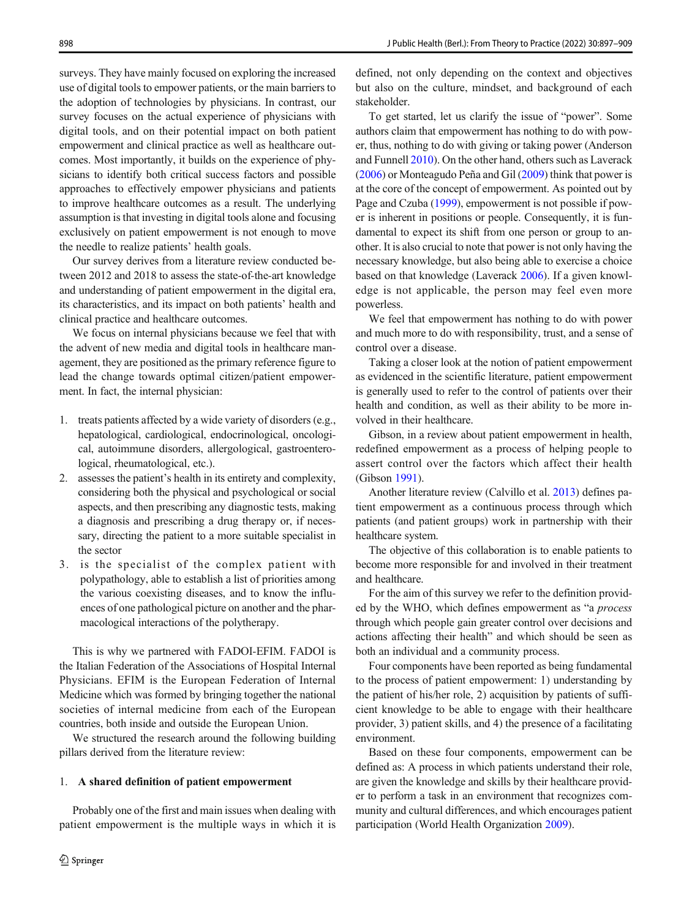surveys. They have mainly focused on exploring the increased use of digital tools to empower patients, or the main barriers to the adoption of technologies by physicians. In contrast, our survey focuses on the actual experience of physicians with digital tools, and on their potential impact on both patient empowerment and clinical practice as well as healthcare outcomes. Most importantly, it builds on the experience of physicians to identify both critical success factors and possible approaches to effectively empower physicians and patients to improve healthcare outcomes as a result. The underlying assumption is that investing in digital tools alone and focusing exclusively on patient empowerment is not enough to move the needle to realize patients' health goals.

Our survey derives from a literature review conducted between 2012 and 2018 to assess the state-of-the-art knowledge and understanding of patient empowerment in the digital era, its characteristics, and its impact on both patients' health and clinical practice and healthcare outcomes.

We focus on internal physicians because we feel that with the advent of new media and digital tools in healthcare management, they are positioned as the primary reference figure to lead the change towards optimal citizen/patient empowerment. In fact, the internal physician:

1. treats patients affected by a wide variety of disorders (e.g., hepatological, cardiological, endocrinological, oncological, autoimmune disorders, allergological, gastroenterological, rheumatological, etc.).
2. assesses the patient's health in its entirety and complexity, considering both the physical and psychological or social aspects, and then prescribing any diagnostic tests, making a diagnosis and prescribing a drug therapy or, if necessary, directing the patient to a more suitable specialist in the sector
3. is the specialist of the complex patient with polypathology, able to establish a list of priorities among the various coexisting diseases, and to know the influences of one pathological picture on another and the pharmacological interactions of the polytherapy.

This is why we partnered with FADOI-EFIM. FADOI is the Italian Federation of the Associations of Hospital Internal Physicians. EFIM is the European Federation of Internal Medicine which was formed by bringing together the national societies of internal medicine from each of the European countries, both inside and outside the European Union.

We structured the research around the following building pillars derived from the literature review:

1. **A shared definition of patient empowerment**

Probably one of the first and main issues when dealing with patient empowerment is the multiple ways in which it is defined, not only depending on the context and objectives but also on the culture, mindset, and background of each stakeholder.

To get started, let us clarify the issue of "power". Some authors claim that empowerment has nothing to do with power, thus, nothing to do with giving or taking power (Anderson and Funnell 2010). On the other hand, others such as Laverack (2006) or Monteagudo Peña and Gil (2009) think that power is at the core of the concept of empowerment. As pointed out by Page and Czuba (1999), empowerment is not possible if power is inherent in positions or people. Consequently, it is fundamental to expect its shift from one person or group to another. It is also crucial to note that power is not only having the necessary knowledge, but also being able to exercise a choice based on that knowledge (Laverack 2006). If a given knowledge is not applicable, the person may feel even more powerless.

We feel that empowerment has nothing to do with power and much more to do with responsibility, trust, and a sense of control over a disease.

Taking a closer look at the notion of patient empowerment as evidenced in the scientific literature, patient empowerment is generally used to refer to the control of patients over their health and condition, as well as their ability to be more involved in their healthcare.

Gibson, in a review about patient empowerment in health, redefined empowerment as a process of helping people to assert control over the factors which affect their health (Gibson 1991).

Another literature review (Calvillo et al. 2013) defines patient empowerment as a continuous process through which patients (and patient groups) work in partnership with their healthcare system.

The objective of this collaboration is to enable patients to become more responsible for and involved in their treatment and healthcare.

For the aim of this survey we refer to the definition provided by the WHO, which defines empowerment as "a *process* through which people gain greater control over decisions and actions affecting their health" and which should be seen as both an individual and a community process.

Four components have been reported as being fundamental to the process of patient empowerment: 1) understanding by the patient of his/her role, 2) acquisition by patients of sufficient knowledge to be able to engage with their healthcare provider, 3) patient skills, and 4) the presence of a facilitating environment.

Based on these four components, empowerment can be defined as: A process in which patients understand their role, are given the knowledge and skills by their healthcare provider to perform a task in an environment that recognizes community and cultural differences, and which encourages patient participation (World Health Organization 2009).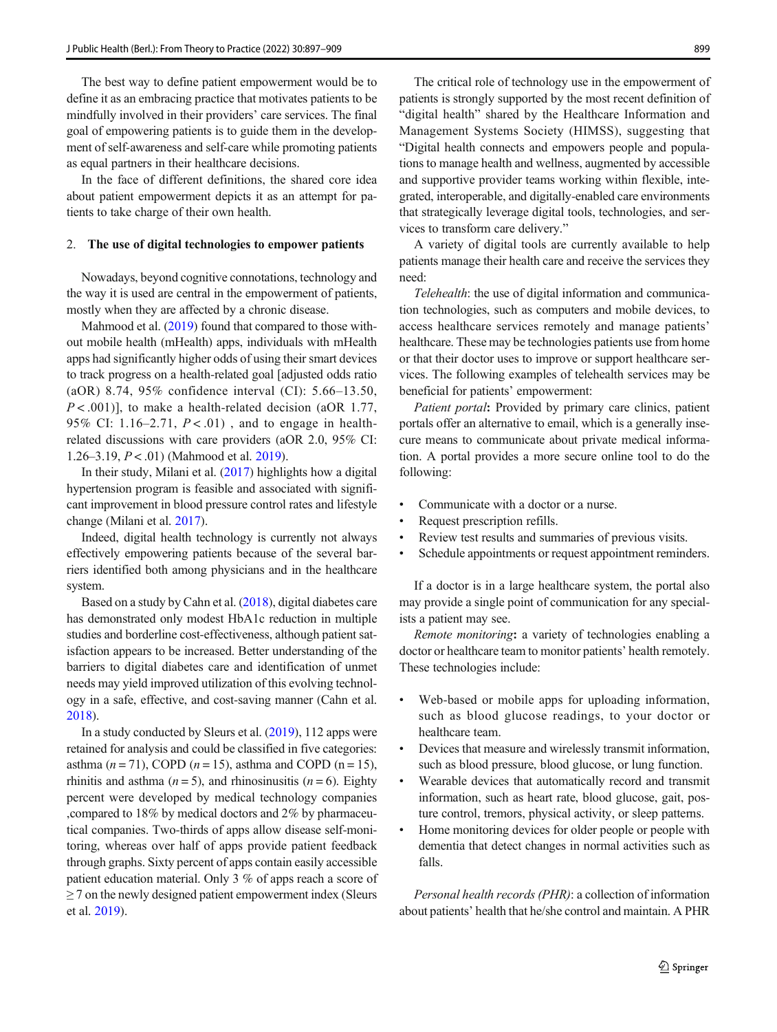The best way to define patient empowerment would be to define it as an embracing practice that motivates patients to be mindfully involved in their providers' care services. The final goal of empowering patients is to guide them in the development of self-awareness and self-care while promoting patients as equal partners in their healthcare decisions.

In the face of different definitions, the shared core idea about patient empowerment depicts it as an attempt for patients to take charge of their own health.

## 2. The use of digital technologies to empower patients

Nowadays, beyond cognitive connotations, technology and the way it is used are central in the empowerment of patients, mostly when they are affected by a chronic disease.

Mahmood et al. (2019) found that compared to those without mobile health (mHealth) apps, individuals with mHealth apps had significantly higher odds of using their smart devices to track progress on a health-related goal [adjusted odds ratio (aOR) 8.74, 95% confidence interval (CI): 5.66–13.50, $P < .001$)], to make a health-related decision (aOR 1.77, 95% CI: 1.16–2.71, $P < .01$) , and to engage in health-related discussions with care providers (aOR 2.0, 95% CI: 1.26–3.19, $P < .01$) (Mahmood et al. 2019).

In their study, Milani et al. (2017) highlights how a digital hypertension program is feasible and associated with significant improvement in blood pressure control rates and lifestyle change (Milani et al. 2017).

Indeed, digital health technology is currently not always effectively empowering patients because of the several barriers identified both among physicians and in the healthcare system.

Based on a study by Cahn et al. (2018), digital diabetes care has demonstrated only modest HbA1c reduction in multiple studies and borderline cost-effectiveness, although patient satisfaction appears to be increased. Better understanding of the barriers to digital diabetes care and identification of unmet needs may yield improved utilization of this evolving technology in a safe, effective, and cost-saving manner (Cahn et al. 2018).

In a study conducted by Sleurs et al. (2019), 112 apps were retained for analysis and could be classified in five categories: asthma ($n = 71$), COPD ($n = 15$), asthma and COPD ($n = 15$), rhinitis and asthma ($n = 5$), and rhinosinusitis ($n = 6$). Eighty percent were developed by medical technology companies ,compared to 18% by medical doctors and 2% by pharmaceutical companies. Two-thirds of apps allow disease self-monitoring, whereas over half of apps provide patient feedback through graphs. Sixty percent of apps contain easily accessible patient education material. Only 3 % of apps reach a score of $\geq 7$ on the newly designed patient empowerment index (Sleurs et al. 2019).

The critical role of technology use in the empowerment of patients is strongly supported by the most recent definition of "digital health" shared by the Healthcare Information and Management Systems Society (HIMSS), suggesting that "Digital health connects and empowers people and populations to manage health and wellness, augmented by accessible and supportive provider teams working within flexible, integrated, interoperable, and digitally-enabled care environments that strategically leverage digital tools, technologies, and services to transform care delivery."

A variety of digital tools are currently available to help patients manage their health care and receive the services they need:

*Telehealth*: the use of digital information and communication technologies, such as computers and mobile devices, to access healthcare services remotely and manage patients' healthcare. These may be technologies patients use from home or that their doctor uses to improve or support healthcare services. The following examples of telehealth services may be beneficial for patients' empowerment:

*Patient portal*: Provided by primary care clinics, patient portals offer an alternative to email, which is a generally insecure means to communicate about private medical information. A portal provides a more secure online tool to do the following:

- Communicate with a doctor or a nurse.
- Request prescription refills.
- Review test results and summaries of previous visits.
- Schedule appointments or request appointment reminders.

If a doctor is in a large healthcare system, the portal also may provide a single point of communication for any specialists a patient may see.

*Remote monitoring*: a variety of technologies enabling a doctor or healthcare team to monitor patients' health remotely. These technologies include:

- Web-based or mobile apps for uploading information, such as blood glucose readings, to your doctor or healthcare team.
- Devices that measure and wirelessly transmit information, such as blood pressure, blood glucose, or lung function.
- Wearable devices that automatically record and transmit information, such as heart rate, blood glucose, gait, posture control, tremors, physical activity, or sleep patterns.
- Home monitoring devices for older people or people with dementia that detect changes in normal activities such as falls.

*Personal health records (PHR)*: a collection of information about patients' health that he/she control and maintain. A PHR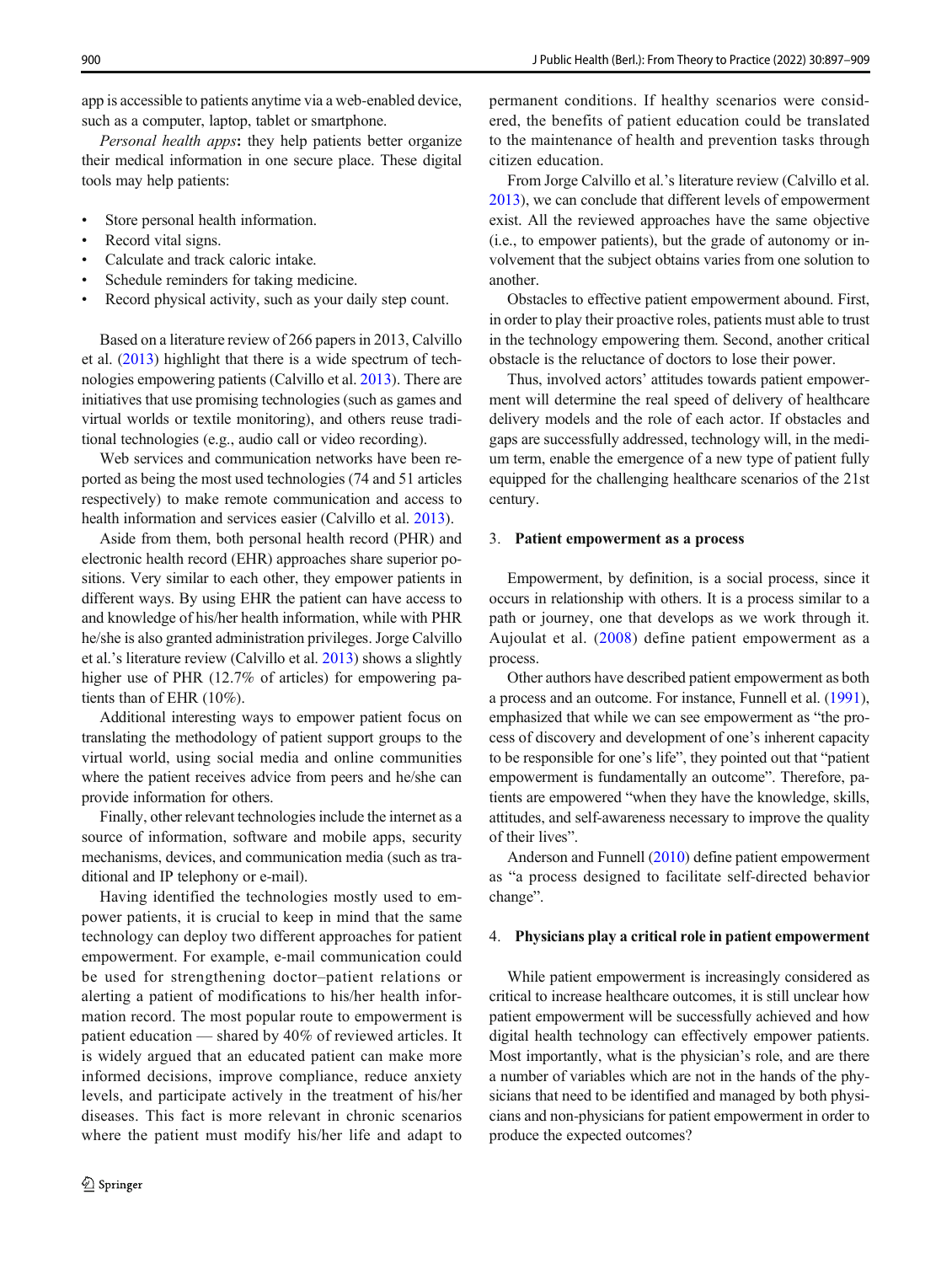app is accessible to patients anytime via a web-enabled device, such as a computer, laptop, tablet or smartphone.

*Personal health apps*: they help patients better organize their medical information in one secure place. These digital tools may help patients:

- Store personal health information.
- Record vital signs.
- Calculate and track caloric intake.
- Schedule reminders for taking medicine.
- Record physical activity, such as your daily step count.

Based on a literature review of 266 papers in 2013, Calvillo et al. (2013) highlight that there is a wide spectrum of technologies empowering patients (Calvillo et al. 2013). There are initiatives that use promising technologies (such as games and virtual worlds or textile monitoring), and others reuse traditional technologies (e.g., audio call or video recording).

Web services and communication networks have been reported as being the most used technologies (74 and 51 articles respectively) to make remote communication and access to health information and services easier (Calvillo et al. 2013).

Aside from them, both personal health record (PHR) and electronic health record (EHR) approaches share superior positions. Very similar to each other, they empower patients in different ways. By using EHR the patient can have access to and knowledge of his/her health information, while with PHR he/she is also granted administration privileges. Jorge Calvillo et al.'s literature review (Calvillo et al. 2013) shows a slightly higher use of PHR (12.7% of articles) for empowering patients than of EHR (10%).

Additional interesting ways to empower patient focus on translating the methodology of patient support groups to the virtual world, using social media and online communities where the patient receives advice from peers and he/she can provide information for others.

Finally, other relevant technologies include the internet as a source of information, software and mobile apps, security mechanisms, devices, and communication media (such as traditional and IP telephony or e-mail).

Having identified the technologies mostly used to empower patients, it is crucial to keep in mind that the same technology can deploy two different approaches for patient empowerment. For example, e-mail communication could be used for strengthening doctor–patient relations or alerting a patient of modifications to his/her health information record. The most popular route to empowerment is patient education — shared by 40% of reviewed articles. It is widely argued that an educated patient can make more informed decisions, improve compliance, reduce anxiety levels, and participate actively in the treatment of his/her diseases. This fact is more relevant in chronic scenarios where the patient must modify his/her life and adapt to permanent conditions. If healthy scenarios were considered, the benefits of patient education could be translated to the maintenance of health and prevention tasks through citizen education.

From Jorge Calvillo et al.'s literature review (Calvillo et al. 2013), we can conclude that different levels of empowerment exist. All the reviewed approaches have the same objective (i.e., to empower patients), but the grade of autonomy or involvement that the subject obtains varies from one solution to another.

Obstacles to effective patient empowerment abound. First, in order to play their proactive roles, patients must able to trust in the technology empowering them. Second, another critical obstacle is the reluctance of doctors to lose their power.

Thus, involved actors' attitudes towards patient empowerment will determine the real speed of delivery of healthcare delivery models and the role of each actor. If obstacles and gaps are successfully addressed, technology will, in the medium term, enable the emergence of a new type of patient fully equipped for the challenging healthcare scenarios of the 21st century.

## 3. Patient empowerment as a process

Empowerment, by definition, is a social process, since it occurs in relationship with others. It is a process similar to a path or journey, one that develops as we work through it. Aujoulat et al. (2008) define patient empowerment as a process.

Other authors have described patient empowerment as both a process and an outcome. For instance, Funnell et al. (1991), emphasized that while we can see empowerment as "the process of discovery and development of one's inherent capacity to be responsible for one's life", they pointed out that "patient empowerment is fundamentally an outcome". Therefore, patients are empowered "when they have the knowledge, skills, attitudes, and self-awareness necessary to improve the quality of their lives".

Anderson and Funnell (2010) define patient empowerment as "a process designed to facilitate self-directed behavior change".

## 4. Physicians play a critical role in patient empowerment

While patient empowerment is increasingly considered as critical to increase healthcare outcomes, it is still unclear how patient empowerment will be successfully achieved and how digital health technology can effectively empower patients. Most importantly, what is the physician's role, and are there a number of variables which are not in the hands of the physicians that need to be identified and managed by both physicians and non-physicians for patient empowerment in order to produce the expected outcomes?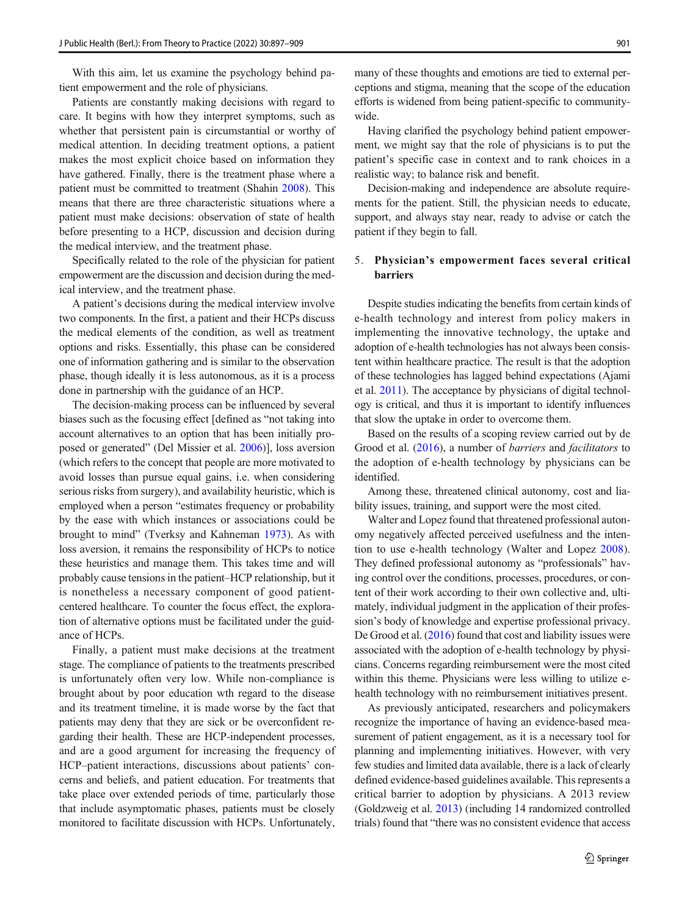With this aim, let us examine the psychology behind patient empowerment and the role of physicians.

Patients are constantly making decisions with regard to care. It begins with how they interpret symptoms, such as whether that persistent pain is circumstantial or worthy of medical attention. In deciding treatment options, a patient makes the most explicit choice based on information they have gathered. Finally, there is the treatment phase where a patient must be committed to treatment (Shahin 2008). This means that there are three characteristic situations where a patient must make decisions: observation of state of health before presenting to a HCP, discussion and decision during the medical interview, and the treatment phase.

Specifically related to the role of the physician for patient empowerment are the discussion and decision during the medical interview, and the treatment phase.

A patient's decisions during the medical interview involve two components. In the first, a patient and their HCPs discuss the medical elements of the condition, as well as treatment options and risks. Essentially, this phase can be considered one of information gathering and is similar to the observation phase, though ideally it is less autonomous, as it is a process done in partnership with the guidance of an HCP.

The decision-making process can be influenced by several biases such as the focusing effect [defined as "not taking into account alternatives to an option that has been initially proposed or generated" (Del Missier et al. 2006)], loss aversion (which refers to the concept that people are more motivated to avoid losses than pursue equal gains, i.e. when considering serious risks from surgery), and availability heuristic, which is employed when a person "estimates frequency or probability by the ease with which instances or associations could be brought to mind" (Tverksy and Kahneman 1973). As with loss aversion, it remains the responsibility of HCPs to notice these heuristics and manage them. This takes time and will probably cause tensions in the patient–HCP relationship, but it is nonetheless a necessary component of good patient-centered healthcare. To counter the focus effect, the exploration of alternative options must be facilitated under the guidance of HCPs.

Finally, a patient must make decisions at the treatment stage. The compliance of patients to the treatments prescribed is unfortunately often very low. While non-compliance is brought about by poor education wth regard to the disease and its treatment timeline, it is made worse by the fact that patients may deny that they are sick or be overconfident regarding their health. These are HCP-independent processes, and are a good argument for increasing the frequency of HCP–patient interactions, discussions about patients' concerns and beliefs, and patient education. For treatments that take place over extended periods of time, particularly those that include asymptomatic phases, patients must be closely monitored to facilitate discussion with HCPs. Unfortunately, many of these thoughts and emotions are tied to external perceptions and stigma, meaning that the scope of the education efforts is widened from being patient-specific to community-wide.

Having clarified the psychology behind patient empowerment, we might say that the role of physicians is to put the patient's specific case in context and to rank choices in a realistic way; to balance risk and benefit.

Decision-making and independence are absolute requirements for the patient. Still, the physician needs to educate, support, and always stay near, ready to advise or catch the patient if they begin to fall.

## 5. Physician's empowerment faces several critical barriers

Despite studies indicating the benefits from certain kinds of e-health technology and interest from policy makers in implementing the innovative technology, the uptake and adoption of e-health technologies has not always been consistent within healthcare practice. The result is that the adoption of these technologies has lagged behind expectations (Ajami et al. 2011). The acceptance by physicians of digital technology is critical, and thus it is important to identify influences that slow the uptake in order to overcome them.

Based on the results of a scoping review carried out by de Grood et al. (2016), a number of *barriers* and *facilitators* to the adoption of e-health technology by physicians can be identified.

Among these, threatened clinical autonomy, cost and liability issues, training, and support were the most cited.

Walter and Lopez found that threatened professional autonomy negatively affected perceived usefulness and the intention to use e-health technology (Walter and Lopez 2008). They defined professional autonomy as "professionals" having control over the conditions, processes, procedures, or content of their work according to their own collective and, ultimately, individual judgment in the application of their profession's body of knowledge and expertise professional privacy. De Grood et al. (2016) found that cost and liability issues were associated with the adoption of e-health technology by physicians. Concerns regarding reimbursement were the most cited within this theme. Physicians were less willing to utilize e-health technology with no reimbursement initiatives present.

As previously anticipated, researchers and policymakers recognize the importance of having an evidence-based measurement of patient engagement, as it is a necessary tool for planning and implementing initiatives. However, with very few studies and limited data available, there is a lack of clearly defined evidence-based guidelines available. This represents a critical barrier to adoption by physicians. A 2013 review (Goldzweig et al. 2013) (including 14 randomized controlled trials) found that "there was no consistent evidence that access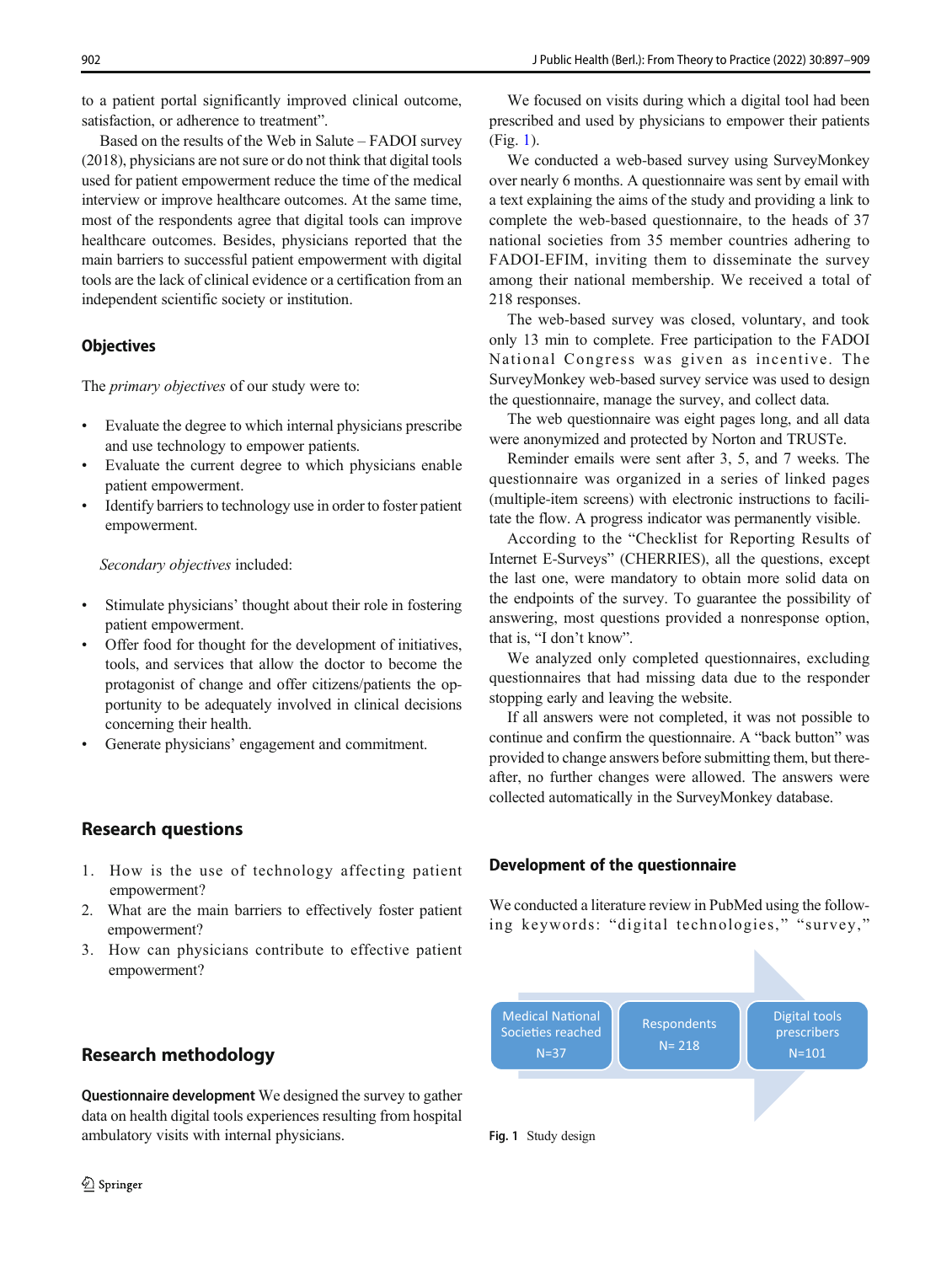to a patient portal significantly improved clinical outcome, satisfaction, or adherence to treatment".

Based on the results of the Web in Salute – FADOI survey (2018), physicians are not sure or do not think that digital tools used for patient empowerment reduce the time of the medical interview or improve healthcare outcomes. At the same time, most of the respondents agree that digital tools can improve healthcare outcomes. Besides, physicians reported that the main barriers to successful patient empowerment with digital tools are the lack of clinical evidence or a certification from an independent scientific society or institution.

### Objectives

The *primary objectives* of our study were to:

- Evaluate the degree to which internal physicians prescribe and use technology to empower patients.
- Evaluate the current degree to which physicians enable patient empowerment.
- Identify barriers to technology use in order to foster patient empowerment.

*Secondary objectives* included:

- Stimulate physicians' thought about their role in fostering patient empowerment.
- Offer food for thought for the development of initiatives, tools, and services that allow the doctor to become the protagonist of change and offer citizens/patients the opportunity to be adequately involved in clinical decisions concerning their health.
- Generate physicians' engagement and commitment.

## Research questions

1. How is the use of technology affecting patient empowerment?
2. What are the main barriers to effectively foster patient empowerment?
3. How can physicians contribute to effective patient empowerment?

## Research methodology

**Questionnaire development** We designed the survey to gather data on health digital tools experiences resulting from hospital ambulatory visits with internal physicians.

We focused on visits during which a digital tool had been prescribed and used by physicians to empower their patients (Fig. 1).

We conducted a web-based survey using SurveyMonkey over nearly 6 months. A questionnaire was sent by email with a text explaining the aims of the study and providing a link to complete the web-based questionnaire, to the heads of 37 national societies from 35 member countries adhering to FADOI-EFIM, inviting them to disseminate the survey among their national membership. We received a total of 218 responses.

The web-based survey was closed, voluntary, and took only 13 min to complete. Free participation to the FADOI National Congress was given as incentive. The SurveyMonkey web-based survey service was used to design the questionnaire, manage the survey, and collect data.

The web questionnaire was eight pages long, and all data were anonymized and protected by Norton and TRUSTe.

Reminder emails were sent after 3, 5, and 7 weeks. The questionnaire was organized in a series of linked pages (multiple-item screens) with electronic instructions to facilitate the flow. A progress indicator was permanently visible.

According to the "Checklist for Reporting Results of Internet E-Surveys" (CHERRIES), all the questions, except the last one, were mandatory to obtain more solid data on the endpoints of the survey. To guarantee the possibility of answering, most questions provided a nonresponse option, that is, "I don't know".

We analyzed only completed questionnaires, excluding questionnaires that had missing data due to the responder stopping early and leaving the website.

If all answers were not completed, it was not possible to continue and confirm the questionnaire. A "back button" was provided to change answers before submitting them, but thereafter, no further changes were allowed. The answers were collected automatically in the SurveyMonkey database.

### Development of the questionnaire

We conducted a literature review in PubMed using the following keywords: "digital technologies," "survey,"

Medical National Societies reached N=37 → Respondents N= 218 → Digital tools prescribers N=101

**Fig. 1** Study design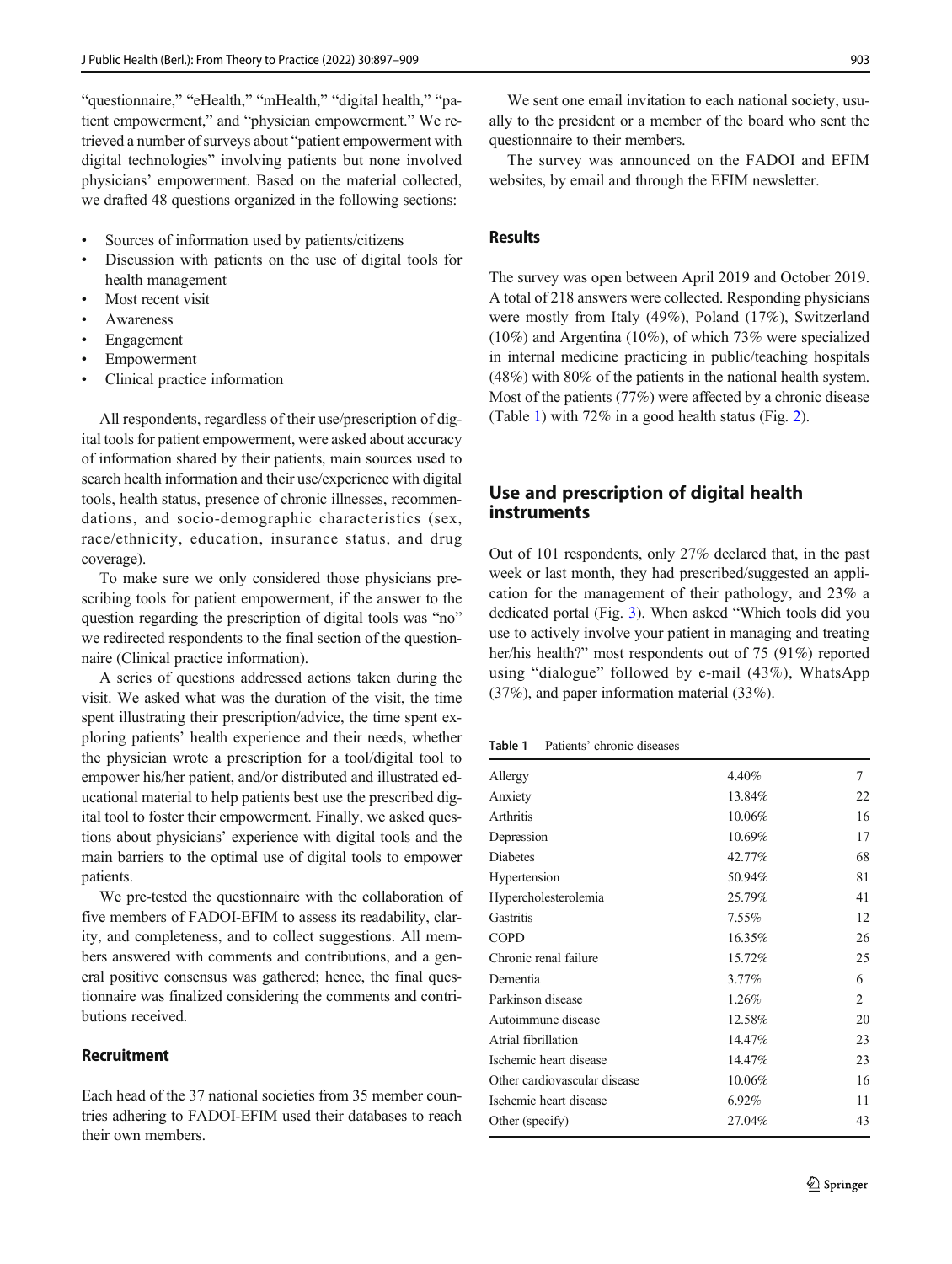"questionnaire," "eHealth," "mHealth," "digital health," "patient empowerment," and "physician empowerment." We retrieved a number of surveys about "patient empowerment with digital technologies" involving patients but none involved physicians' empowerment. Based on the material collected, we drafted 48 questions organized in the following sections:

- Sources of information used by patients/citizens
- Discussion with patients on the use of digital tools for health management
- Most recent visit
- Awareness
- Engagement
- Empowerment
- Clinical practice information

All respondents, regardless of their use/prescription of digital tools for patient empowerment, were asked about accuracy of information shared by their patients, main sources used to search health information and their use/experience with digital tools, health status, presence of chronic illnesses, recommendations, and socio-demographic characteristics (sex, race/ethnicity, education, insurance status, and drug coverage).

To make sure we only considered those physicians prescribing tools for patient empowerment, if the answer to the question regarding the prescription of digital tools was "no" we redirected respondents to the final section of the questionnaire (Clinical practice information).

A series of questions addressed actions taken during the visit. We asked what was the duration of the visit, the time spent illustrating their prescription/advice, the time spent exploring patients' health experience and their needs, whether the physician wrote a prescription for a tool/digital tool to empower his/her patient, and/or distributed and illustrated educational material to help patients best use the prescribed digital tool to foster their empowerment. Finally, we asked questions about physicians' experience with digital tools and the main barriers to the optimal use of digital tools to empower patients.

We pre-tested the questionnaire with the collaboration of five members of FADOI-EFIM to assess its readability, clarity, and completeness, and to collect suggestions. All members answered with comments and contributions, and a general positive consensus was gathered; hence, the final questionnaire was finalized considering the comments and contributions received.

### Recruitment

Each head of the 37 national societies from 35 member countries adhering to FADOI-EFIM used their databases to reach their own members.

We sent one email invitation to each national society, usually to the president or a member of the board who sent the questionnaire to their members.

The survey was announced on the FADOI and EFIM websites, by email and through the EFIM newsletter.

## Results

The survey was open between April 2019 and October 2019. A total of 218 answers were collected. Responding physicians were mostly from Italy (49%), Poland (17%), Switzerland (10%) and Argentina (10%), of which 73% were specialized in internal medicine practicing in public/teaching hospitals (48%) with 80% of the patients in the national health system. Most of the patients (77%) were affected by a chronic disease (Table 1) with 72% in a good health status (Fig. 2).

## Use and prescription of digital health instruments

Out of 101 respondents, only 27% declared that, in the past week or last month, they had prescribed/suggested an application for the management of their pathology, and 23% a dedicated portal (Fig. 3). When asked "Which tools did you use to actively involve your patient in managing and treating her/his health?" most respondents out of 75 (91%) reported using "dialogue" followed by e-mail (43%), WhatsApp (37%), and paper information material (33%).

**Table 1** Patients' chronic diseases

| | | |
|---|---|---|
| Allergy | 4.40% | 7 |
| Anxiety | 13.84% | 22 |
| Arthritis | 10.06% | 16 |
| Depression | 10.69% | 17 |
| Diabetes | 42.77% | 68 |
| Hypertension | 50.94% | 81 |
| Hypercholesterolemia | 25.79% | 41 |
| Gastritis | 7.55% | 12 |
| COPD | 16.35% | 26 |
| Chronic renal failure | 15.72% | 25 |
| Dementia | 3.77% | 6 |
| Parkinson disease | 1.26% | 2 |
| Autoimmune disease | 12.58% | 20 |
| Atrial fibrillation | 14.47% | 23 |
| Ischemic heart disease | 14.47% | 23 |
| Other cardiovascular disease | 10.06% | 16 |
| Ischemic heart disease | 6.92% | 11 |
| Other (specify) | 27.04% | 43 |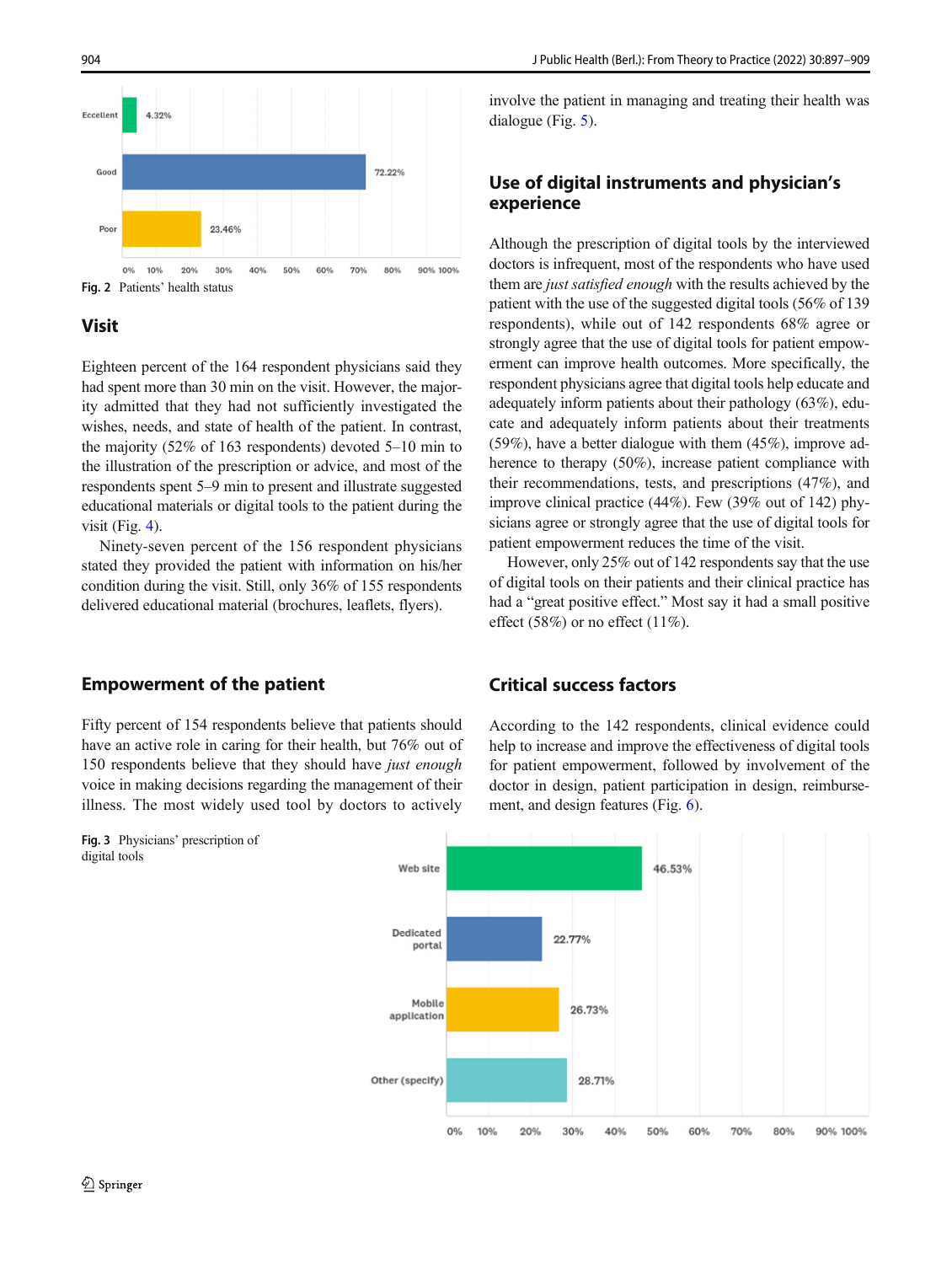Fig. 2 Patients' health status

## Visit

Eighteen percent of the 164 respondent physicians said they had spent more than 30 min on the visit. However, the majority admitted that they had not sufficiently investigated the wishes, needs, and state of health of the patient. In contrast, the majority (52% of 163 respondents) devoted 5–10 min to the illustration of the prescription or advice, and most of the respondents spent 5–9 min to present and illustrate suggested educational materials or digital tools to the patient during the visit (Fig. 4).

Ninety-seven percent of the 156 respondent physicians stated they provided the patient with information on his/her condition during the visit. Still, only 36% of 155 respondents delivered educational material (brochures, leaflets, flyers).

## Empowerment of the patient

Fifty percent of 154 respondents believe that patients should have an active role in caring for their health, but 76% out of 150 respondents believe that they should have *just enough* voice in making decisions regarding the management of their illness. The most widely used tool by doctors to actively involve the patient in managing and treating their health was dialogue (Fig. 5).

## Use of digital instruments and physician's experience

Although the prescription of digital tools by the interviewed doctors is infrequent, most of the respondents who have used them are *just satisfied enough* with the results achieved by the patient with the use of the suggested digital tools (56% of 139 respondents), while out of 142 respondents 68% agree or strongly agree that the use of digital tools for patient empowerment can improve health outcomes. More specifically, the respondent physicians agree that digital tools help educate and adequately inform patients about their pathology (63%), educate and adequately inform patients about their treatments (59%), have a better dialogue with them (45%), improve adherence to therapy (50%), increase patient compliance with their recommendations, tests, and prescriptions (47%), and improve clinical practice (44%). Few (39% out of 142) physicians agree or strongly agree that the use of digital tools for patient empowerment reduces the time of the visit.

However, only 25% out of 142 respondents say that the use of digital tools on their patients and their clinical practice has had a "great positive effect." Most say it had a small positive effect (58%) or no effect (11%).

## Critical success factors

According to the 142 respondents, clinical evidence could help to increase and improve the effectiveness of digital tools for patient empowerment, followed by involvement of the doctor in design, patient participation in design, reimbursement, and design features (Fig. 6).

Fig. 3 Physicians' prescription of digital tools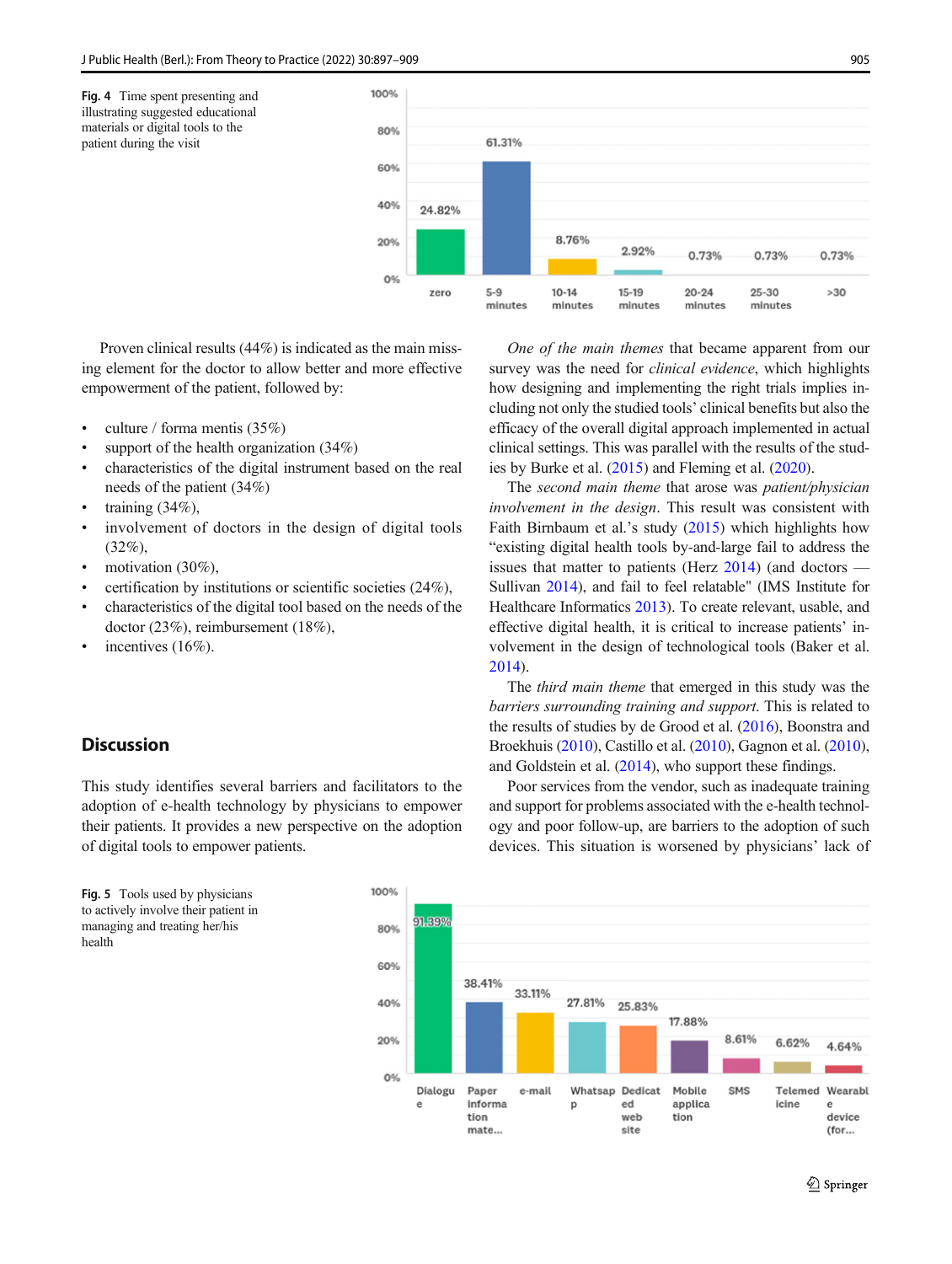**Fig. 4** Time spent presenting and illustrating suggested educational materials or digital tools to the patient during the visit

Proven clinical results (44%) is indicated as the main missing element for the doctor to allow better and more effective empowerment of the patient, followed by:

- culture / forma mentis (35%)
- support of the health organization (34%)
- characteristics of the digital instrument based on the real needs of the patient (34%)
- training (34%),
- involvement of doctors in the design of digital tools (32%),
- motivation (30%),
- certification by institutions or scientific societies (24%),
- characteristics of the digital tool based on the needs of the doctor (23%), reimbursement (18%),
- incentives (16%).

## Discussion

This study identifies several barriers and facilitators to the adoption of e-health technology by physicians to empower their patients. It provides a new perspective on the adoption of digital tools to empower patients.

*One of the main themes* that became apparent from our survey was the need for *clinical evidence*, which highlights how designing and implementing the right trials implies including not only the studied tools' clinical benefits but also the efficacy of the overall digital approach implemented in actual clinical settings. This was parallel with the results of the studies by Burke et al. (2015) and Fleming et al. (2020).

The *second main theme* that arose was *patient/physician involvement in the design*. This result was consistent with Faith Birnbaum et al.'s study (2015) which highlights how "existing digital health tools by-and-large fail to address the issues that matter to patients (Herz 2014) (and doctors — Sullivan 2014), and fail to feel relatable" (IMS Institute for Healthcare Informatics 2013). To create relevant, usable, and effective digital health, it is critical to increase patients' involvement in the design of technological tools (Baker et al. 2014).

The *third main theme* that emerged in this study was the *barriers surrounding training and support*. This is related to the results of studies by de Grood et al. (2016), Boonstra and Broekhuis (2010), Castillo et al. (2010), Gagnon et al. (2010), and Goldstein et al. (2014), who support these findings.

Poor services from the vendor, such as inadequate training and support for problems associated with the e-health technology and poor follow-up, are barriers to the adoption of such devices. This situation is worsened by physicians' lack of

**Fig. 5** Tools used by physicians to actively involve their patient in managing and treating her/his health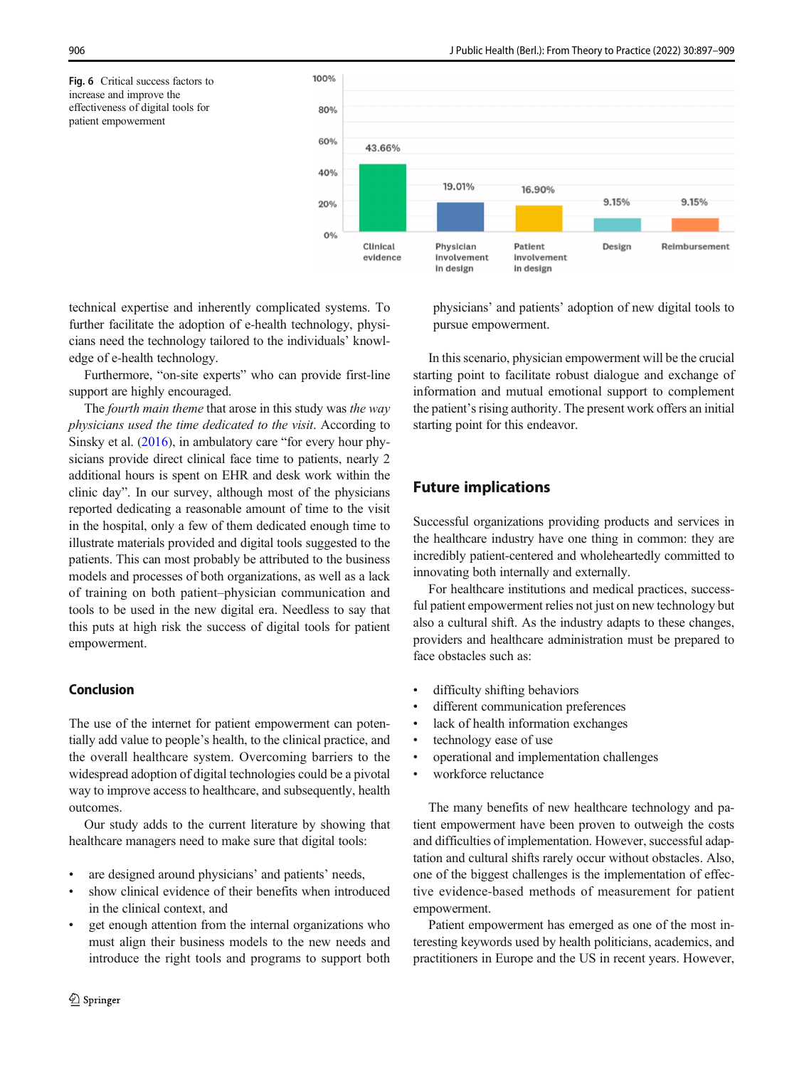**Fig. 6** Critical success factors to increase and improve the effectiveness of digital tools for patient empowerment

technical expertise and inherently complicated systems. To further facilitate the adoption of e-health technology, physicians need the technology tailored to the individuals' knowledge of e-health technology.

Furthermore, "on-site experts" who can provide first-line support are highly encouraged.

The *fourth main theme* that arose in this study was *the way physicians used the time dedicated to the visit*. According to Sinsky et al. (2016), in ambulatory care "for every hour physicians provide direct clinical face time to patients, nearly 2 additional hours is spent on EHR and desk work within the clinic day". In our survey, although most of the physicians reported dedicating a reasonable amount of time to the visit in the hospital, only a few of them dedicated enough time to illustrate materials provided and digital tools suggested to the patients. This can most probably be attributed to the business models and processes of both organizations, as well as a lack of training on both patient–physician communication and tools to be used in the new digital era. Needless to say that this puts at high risk the success of digital tools for patient empowerment.

## Conclusion

The use of the internet for patient empowerment can potentially add value to people's health, to the clinical practice, and the overall healthcare system. Overcoming barriers to the widespread adoption of digital technologies could be a pivotal way to improve access to healthcare, and subsequently, health outcomes.

Our study adds to the current literature by showing that healthcare managers need to make sure that digital tools:

- are designed around physicians' and patients' needs,
- show clinical evidence of their benefits when introduced in the clinical context, and
- get enough attention from the internal organizations who must align their business models to the new needs and introduce the right tools and programs to support both physicians' and patients' adoption of new digital tools to pursue empowerment.

In this scenario, physician empowerment will be the crucial starting point to facilitate robust dialogue and exchange of information and mutual emotional support to complement the patient's rising authority. The present work offers an initial starting point for this endeavor.

## Future implications

Successful organizations providing products and services in the healthcare industry have one thing in common: they are incredibly patient-centered and wholeheartedly committed to innovating both internally and externally.

For healthcare institutions and medical practices, successful patient empowerment relies not just on new technology but also a cultural shift. As the industry adapts to these changes, providers and healthcare administration must be prepared to face obstacles such as:

- difficulty shifting behaviors
- different communication preferences
- lack of health information exchanges
- technology ease of use
- operational and implementation challenges
- workforce reluctance

The many benefits of new healthcare technology and patient empowerment have been proven to outweigh the costs and difficulties of implementation. However, successful adaptation and cultural shifts rarely occur without obstacles. Also, one of the biggest challenges is the implementation of effective evidence-based methods of measurement for patient empowerment.

Patient empowerment has emerged as one of the most interesting keywords used by health politicians, academics, and practitioners in Europe and the US in recent years. However,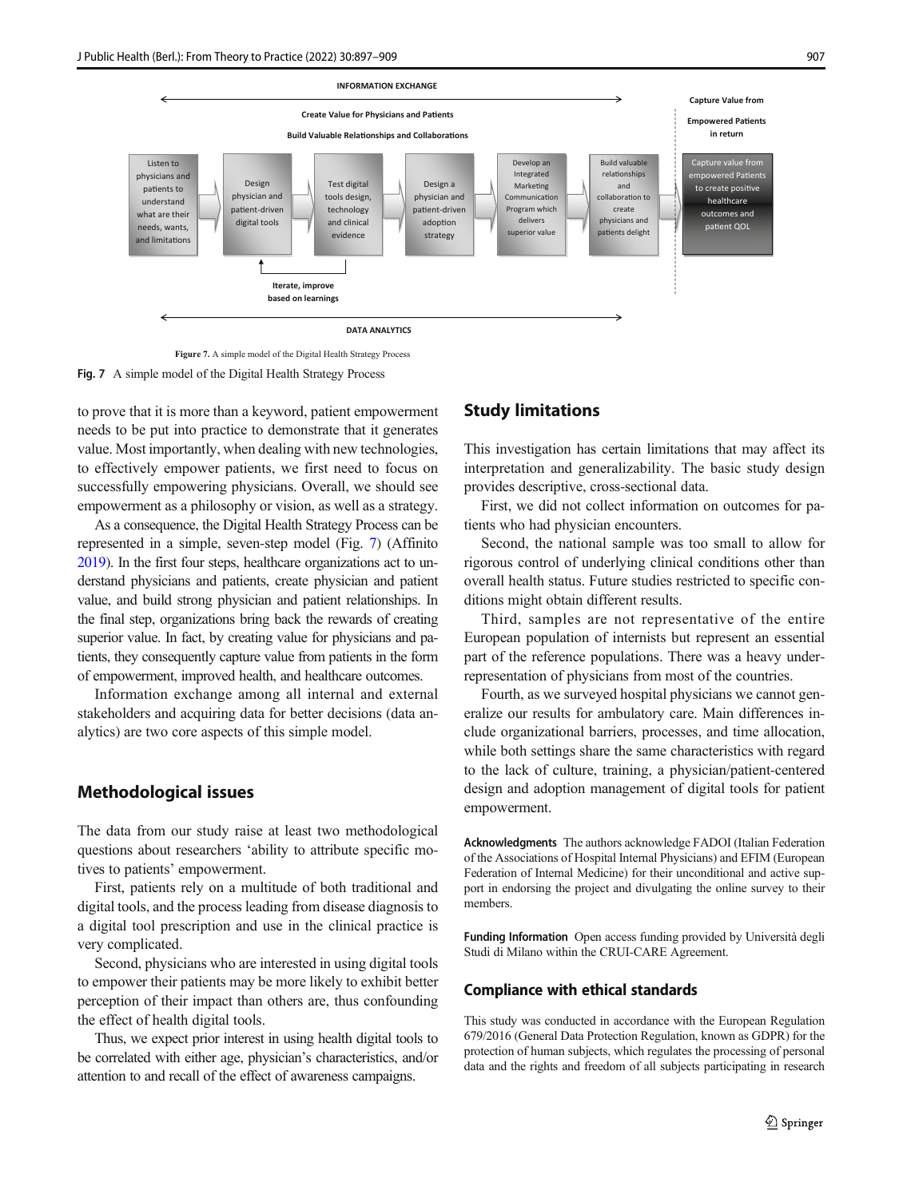INFORMATION EXCHANGE

Create Value for Physicians and Patients

Build Valuable Relationships and Collaborations

Capture Value from Empowered Patients in return

Listen to physicians and patients to understand what are their needs, wants, and limitations → Design physician and patient-driven digital tools → Test digital tools design, technology and clinical evidence → Design a physician and patient-driven adoption strategy → Develop an Integrated Marketing Communication Program which delivers superior value → Build valuable relationships and collaboration to create physicians and patients delight → Capture value from empowered Patients to create positive healthcare outcomes and patient QOL

Iterate, improve based on learnings

DATA ANALYTICS

**Figure 7.** A simple model of the Digital Health Strategy Process

**Fig. 7** A simple model of the Digital Health Strategy Process

to prove that it is more than a keyword, patient empowerment needs to be put into practice to demonstrate that it generates value. Most importantly, when dealing with new technologies, to effectively empower patients, we first need to focus on successfully empowering physicians. Overall, we should see empowerment as a philosophy or vision, as well as a strategy.

As a consequence, the Digital Health Strategy Process can be represented in a simple, seven-step model (Fig. 7) (Affinito 2019). In the first four steps, healthcare organizations act to understand physicians and patients, create physician and patient value, and build strong physician and patient relationships. In the final step, organizations bring back the rewards of creating superior value. In fact, by creating value for physicians and patients, they consequently capture value from patients in the form of empowerment, improved health, and healthcare outcomes.

Information exchange among all internal and external stakeholders and acquiring data for better decisions (data analytics) are two core aspects of this simple model.

## Methodological issues

The data from our study raise at least two methodological questions about researchers 'ability to attribute specific motives to patients' empowerment.

First, patients rely on a multitude of both traditional and digital tools, and the process leading from disease diagnosis to a digital tool prescription and use in the clinical practice is very complicated.

Second, physicians who are interested in using digital tools to empower their patients may be more likely to exhibit better perception of their impact than others are, thus confounding the effect of health digital tools.

Thus, we expect prior interest in using health digital tools to be correlated with either age, physician's characteristics, and/or attention to and recall of the effect of awareness campaigns.

## Study limitations

This investigation has certain limitations that may affect its interpretation and generalizability. The basic study design provides descriptive, cross-sectional data.

First, we did not collect information on outcomes for patients who had physician encounters.

Second, the national sample was too small to allow for rigorous control of underlying clinical conditions other than overall health status. Future studies restricted to specific conditions might obtain different results.

Third, samples are not representative of the entire European population of internists but represent an essential part of the reference populations. There was a heavy underrepresentation of physicians from most of the countries.

Fourth, as we surveyed hospital physicians we cannot generalize our results for ambulatory care. Main differences include organizational barriers, processes, and time allocation, while both settings share the same characteristics with regard to the lack of culture, training, a physician/patient-centered design and adoption management of digital tools for patient empowerment.

**Acknowledgments** The authors acknowledge FADOI (Italian Federation of the Associations of Hospital Internal Physicians) and EFIM (European Federation of Internal Medicine) for their unconditional and active support in endorsing the project and divulgating the online survey to their members.

**Funding Information** Open access funding provided by Università degli Studi di Milano within the CRUI-CARE Agreement.

### Compliance with ethical standards

This study was conducted in accordance with the European Regulation 679/2016 (General Data Protection Regulation, known as GDPR) for the protection of human subjects, which regulates the processing of personal data and the rights and freedom of all subjects participating in research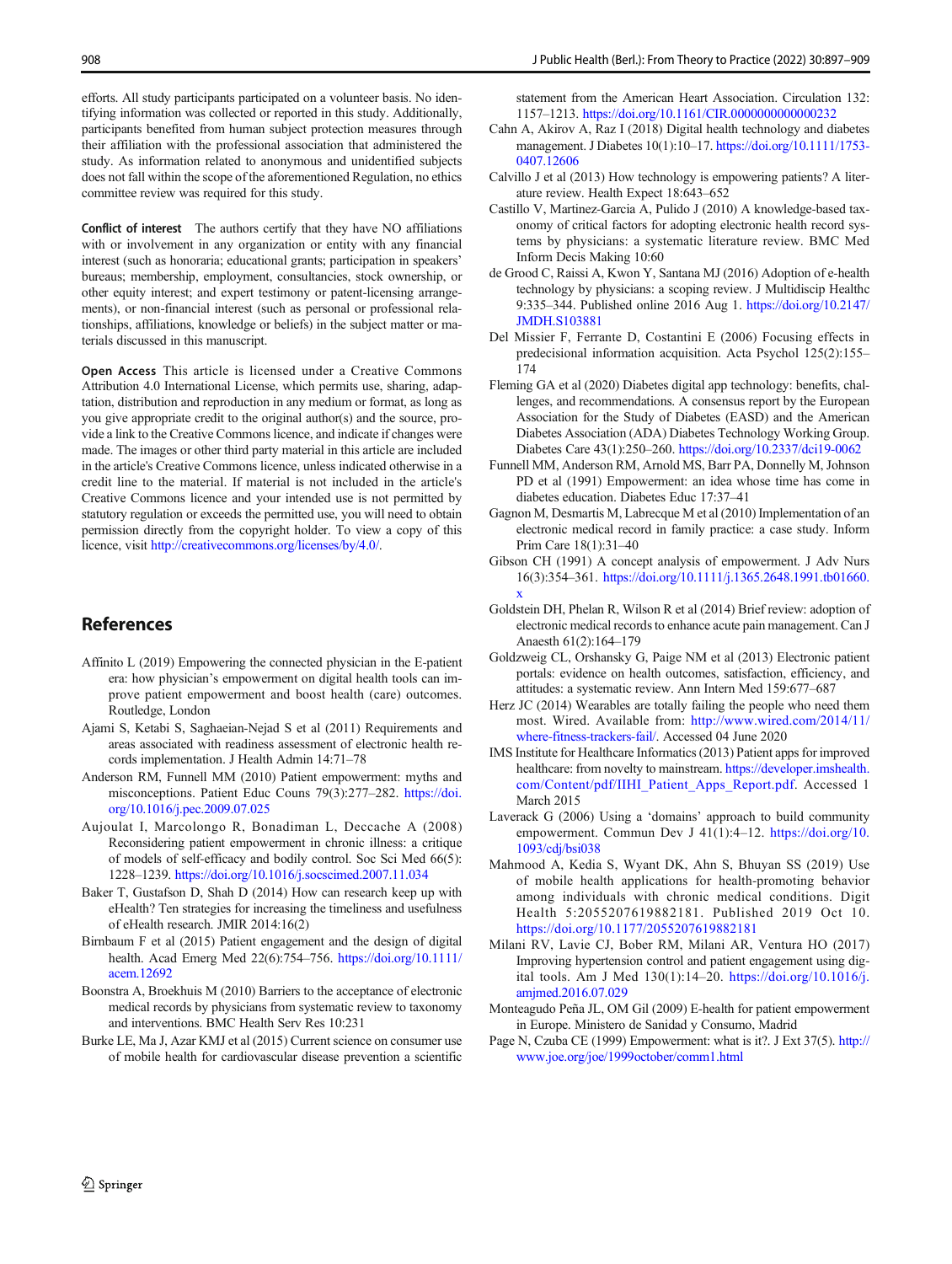efforts. All study participants participated on a volunteer basis. No identifying information was collected or reported in this study. Additionally, participants benefited from human subject protection measures through their affiliation with the professional association that administered the study. As information related to anonymous and unidentified subjects does not fall within the scope of the aforementioned Regulation, no ethics committee review was required for this study.

**Conflict of interest** The authors certify that they have NO affiliations with or involvement in any organization or entity with any financial interest (such as honoraria; educational grants; participation in speakers' bureaus; membership, employment, consultancies, stock ownership, or other equity interest; and expert testimony or patent-licensing arrangements), or non-financial interest (such as personal or professional relationships, affiliations, knowledge or beliefs) in the subject matter or materials discussed in this manuscript.

**Open Access** This article is licensed under a Creative Commons Attribution 4.0 International License, which permits use, sharing, adaptation, distribution and reproduction in any medium or format, as long as you give appropriate credit to the original author(s) and the source, provide a link to the Creative Commons licence, and indicate if changes were made. The images or other third party material in this article are included in the article's Creative Commons licence, unless indicated otherwise in a credit line to the material. If material is not included in the article's Creative Commons licence and your intended use is not permitted by statutory regulation or exceeds the permitted use, you will need to obtain permission directly from the copyright holder. To view a copy of this licence, visit http://creativecommons.org/licenses/by/4.0/.

## References

Affinito L (2019) Empowering the connected physician in the E-patient era: how physician's empowerment on digital health tools can improve patient empowerment and boost health (care) outcomes. Routledge, London

Ajami S, Ketabi S, Saghaeian-Nejad S et al (2011) Requirements and areas associated with readiness assessment of electronic health records implementation. J Health Admin 14:71–78

Anderson RM, Funnell MM (2010) Patient empowerment: myths and misconceptions. Patient Educ Couns 79(3):277–282. https://doi.org/10.1016/j.pec.2009.07.025

Aujoulat I, Marcolongo R, Bonadiman L, Deccache A (2008) Reconsidering patient empowerment in chronic illness: a critique of models of self-efficacy and bodily control. Soc Sci Med 66(5): 1228–1239. https://doi.org/10.1016/j.socscimed.2007.11.034

Baker T, Gustafson D, Shah D (2014) How can research keep up with eHealth? Ten strategies for increasing the timeliness and usefulness of eHealth research. JMIR 2014:16(2)

Birnbaum F et al (2015) Patient engagement and the design of digital health. Acad Emerg Med 22(6):754–756. https://doi.org/10.1111/acem.12692

Boonstra A, Broekhuis M (2010) Barriers to the acceptance of electronic medical records by physicians from systematic review to taxonomy and interventions. BMC Health Serv Res 10:231

Burke LE, Ma J, Azar KMJ et al (2015) Current science on consumer use of mobile health for cardiovascular disease prevention a scientific statement from the American Heart Association. Circulation 132: 1157–1213. https://doi.org/10.1161/CIR.0000000000000232

Cahn A, Akirov A, Raz I (2018) Digital health technology and diabetes management. J Diabetes 10(1):10–17. https://doi.org/10.1111/1753-0407.12606

Calvillo J et al (2013) How technology is empowering patients? A literature review. Health Expect 18:643–652

Castillo V, Martinez-Garcia A, Pulido J (2010) A knowledge-based taxonomy of critical factors for adopting electronic health record systems by physicians: a systematic literature review. BMC Med Inform Decis Making 10:60

de Grood C, Raissi A, Kwon Y, Santana MJ (2016) Adoption of e-health technology by physicians: a scoping review. J Multidiscip Healthc 9:335–344. Published online 2016 Aug 1. https://doi.org/10.2147/JMDH.S103881

Del Missier F, Ferrante D, Costantini E (2006) Focusing effects in predecisional information acquisition. Acta Psychol 125(2):155–174

Fleming GA et al (2020) Diabetes digital app technology: benefits, challenges, and recommendations. A consensus report by the European Association for the Study of Diabetes (EASD) and the American Diabetes Association (ADA) Diabetes Technology Working Group. Diabetes Care 43(1):250–260. https://doi.org/10.2337/dci19-0062

Funnell MM, Anderson RM, Arnold MS, Barr PA, Donnelly M, Johnson PD et al (1991) Empowerment: an idea whose time has come in diabetes education. Diabetes Educ 17:37–41

Gagnon M, Desmartis M, Labrecque M et al (2010) Implementation of an electronic medical record in family practice: a case study. Inform Prim Care 18(1):31–40

Gibson CH (1991) A concept analysis of empowerment. J Adv Nurs 16(3):354–361. https://doi.org/10.1111/j.1365.2648.1991.tb01660.x

Goldstein DH, Phelan R, Wilson R et al (2014) Brief review: adoption of electronic medical records to enhance acute pain management. Can J Anaesth 61(2):164–179

Goldzweig CL, Orshansky G, Paige NM et al (2013) Electronic patient portals: evidence on health outcomes, satisfaction, efficiency, and attitudes: a systematic review. Ann Intern Med 159:677–687

Herz JC (2014) Wearables are totally failing the people who need them most. Wired. Available from: http://www.wired.com/2014/11/where-fitness-trackers-fail/. Accessed 04 June 2020

IMS Institute for Healthcare Informatics (2013) Patient apps for improved healthcare: from novelty to mainstream. https://developer.imshealth.com/Content/pdf/IIHI_Patient_Apps_Report.pdf. Accessed 1 March 2015

Laverack G (2006) Using a 'domains' approach to build community empowerment. Commun Dev J 41(1):4–12. https://doi.org/10.1093/cdj/bsi038

Mahmood A, Kedia S, Wyant DK, Ahn S, Bhuyan SS (2019) Use of mobile health applications for health-promoting behavior among individuals with chronic medical conditions. Digit Health 5:2055207619882181. Published 2019 Oct 10. https://doi.org/10.1177/2055207619882181

Milani RV, Lavie CJ, Bober RM, Milani AR, Ventura HO (2017) Improving hypertension control and patient engagement using digital tools. Am J Med 130(1):14–20. https://doi.org/10.1016/j.amjmed.2016.07.029

Monteagudo Peña JL, OM Gil (2009) E-health for patient empowerment in Europe. Ministero de Sanidad y Consumo, Madrid

Page N, Czuba CE (1999) Empowerment: what is it?. J Ext 37(5). http://www.joe.org/joe/1999october/comm1.html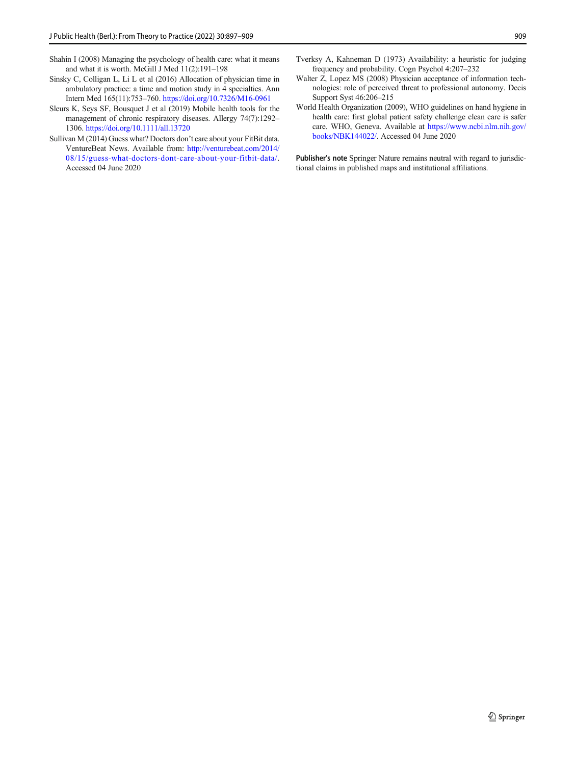Shahin I (2008) Managing the psychology of health care: what it means and what it is worth. McGill J Med 11(2):191–198

Sinsky C, Colligan L, Li L et al (2016) Allocation of physician time in ambulatory practice: a time and motion study in 4 specialties. Ann Intern Med 165(11):753–760. https://doi.org/10.7326/M16-0961

Sleurs K, Seys SF, Bousquet J et al (2019) Mobile health tools for the management of chronic respiratory diseases. Allergy 74(7):1292–1306. https://doi.org/10.1111/all.13720

Sullivan M (2014) Guess what? Doctors don't care about your FitBit data. VentureBeat News. Available from: http://venturebeat.com/2014/08/15/guess-what-doctors-dont-care-about-your-fitbit-data/. Accessed 04 June 2020

Tverksy A, Kahneman D (1973) Availability: a heuristic for judging frequency and probability. Cogn Psychol 4:207–232

Walter Z, Lopez MS (2008) Physician acceptance of information technologies: role of perceived threat to professional autonomy. Decis Support Syst 46:206–215

World Health Organization (2009), WHO guidelines on hand hygiene in health care: first global patient safety challenge clean care is safer care. WHO, Geneva. Available at https://www.ncbi.nlm.nih.gov/books/NBK144022/. Accessed 04 June 2020

**Publisher's note** Springer Nature remains neutral with regard to jurisdictional claims in published maps and institutional affiliations.